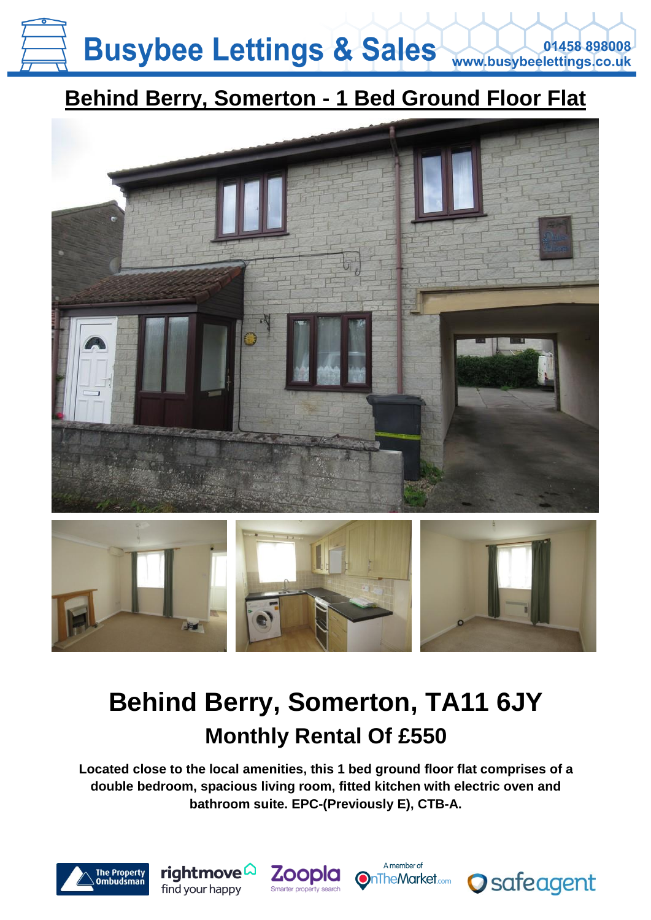Busybee Lettings & Sales

01458 898008
www.busybeelettings.co.uk

## Behind Berry, Somerton - 1 Bed Ground Floor Flat

# Behind Berry, Somerton, TA11 6JY

## Monthly Rental Of £550

**Located close to the local amenities, this 1 bed ground floor flat comprises of a double bedroom, spacious living room, fitted kitchen with electric oven and bathroom suite. EPC-(Previously E), CTB-A.**

The Property Ombudsman · rightmove find your happy · Zoopla Smarter property search · A member of OnTheMarket.com · safeagent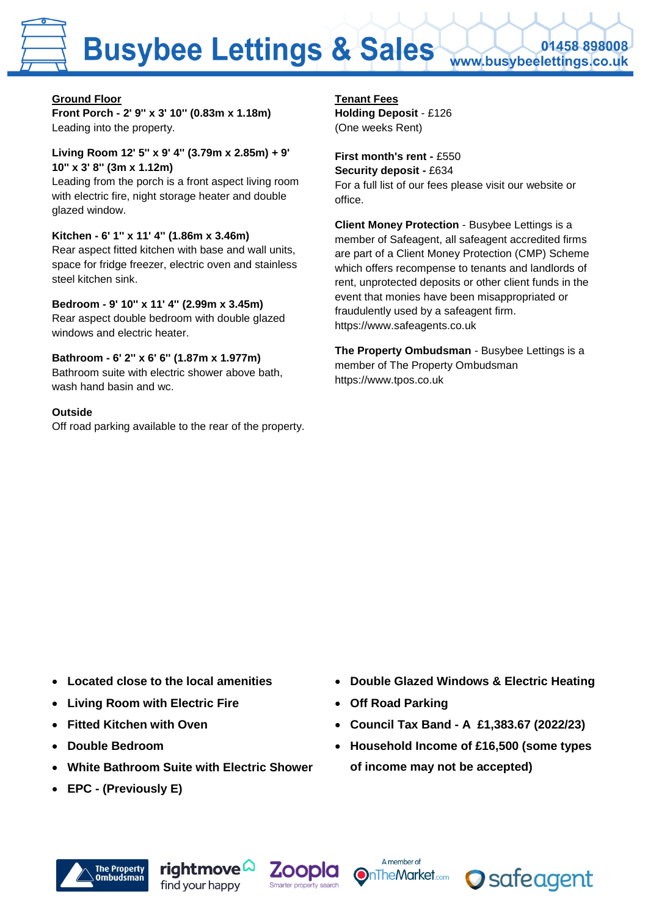## Ground Floor

**Front Porch - 2' 9" x 3' 10" (0.83m x 1.18m)**
Leading into the property.

**Living Room 12' 5" x 9' 4" (3.79m x 2.85m) + 9' 10" x 3' 8" (3m x 1.12m)**
Leading from the porch is a front aspect living room with electric fire, night storage heater and double glazed window.

**Kitchen - 6' 1" x 11' 4" (1.86m x 3.46m)**
Rear aspect fitted kitchen with base and wall units, space for fridge freezer, electric oven and stainless steel kitchen sink.

**Bedroom - 9' 10" x 11' 4" (2.99m x 3.45m)**
Rear aspect double bedroom with double glazed windows and electric heater.

**Bathroom - 6' 2" x 6' 6" (1.87m x 1.977m)**
Bathroom suite with electric shower above bath, wash hand basin and wc.

**Outside**
Off road parking available to the rear of the property.

## Tenant Fees

**Holding Deposit** - £126
(One weeks Rent)

**First month's rent -** £550
**Security deposit -** £634
For a full list of our fees please visit our website or office.

**Client Money Protection** - Busybee Lettings is a member of Safeagent, all safeagent accredited firms are part of a Client Money Protection (CMP) Scheme which offers recompense to tenants and landlords of rent, unprotected deposits or other client funds in the event that monies have been misappropriated or fraudulently used by a safeagent firm.
https://www.safeagents.co.uk

**The Property Ombudsman** - Busybee Lettings is a member of The Property Ombudsman
https://www.tpos.co.uk

- **Located close to the local amenities**
- **Living Room with Electric Fire**
- **Fitted Kitchen with Oven**
- **Double Bedroom**
- **White Bathroom Suite with Electric Shower**
- **EPC - (Previously E)**
- **Double Glazed Windows & Electric Heating**
- **Off Road Parking**
- **Council Tax Band - A £1,383.67 (2022/23)**
- **Household Income of £16,500 (some types of income may not be accepted)**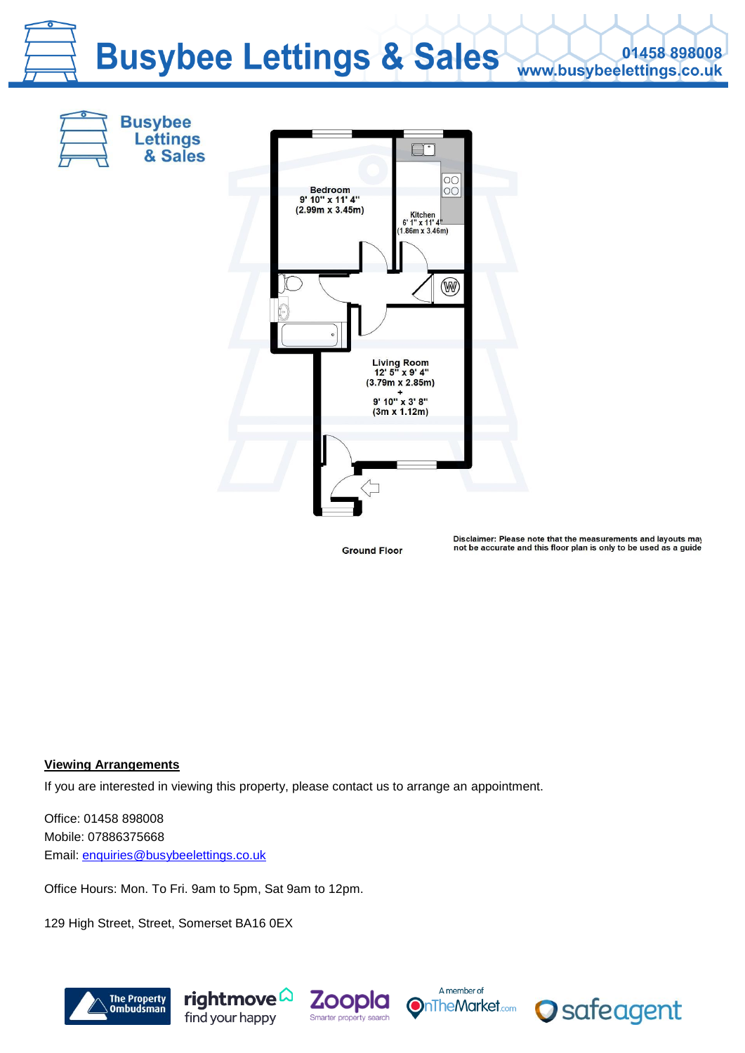Busybee Lettings & Sales

01458 898008
www.busybeelettings.co.uk

Bedroom
9' 10" x 11' 4"
(2.99m x 3.45m)

Kitchen
6' 1" x 11' 4"
(1.86m x 3.46m)

Living Room
12' 5" x 9' 4"
(3.79m x 2.85m)
+
9' 10" x 3' 8"
(3m x 1.12m)

Ground Floor

Disclaimer: Please note that the measurements and layouts may not be accurate and this floor plan is only to be used as a guide

## Viewing Arrangements

If you are interested in viewing this property, please contact us to arrange an appointment.

Office: 01458 898008
Mobile: 07886375668
Email: enquiries@busybeelettings.co.uk

Office Hours: Mon. To Fri. 9am to 5pm, Sat 9am to 12pm.

129 High Street, Street, Somerset BA16 0EX

The Property Ombudsman | rightmove find your happy | Zoopla Smarter property search | A member of OnTheMarket.com | safeagent